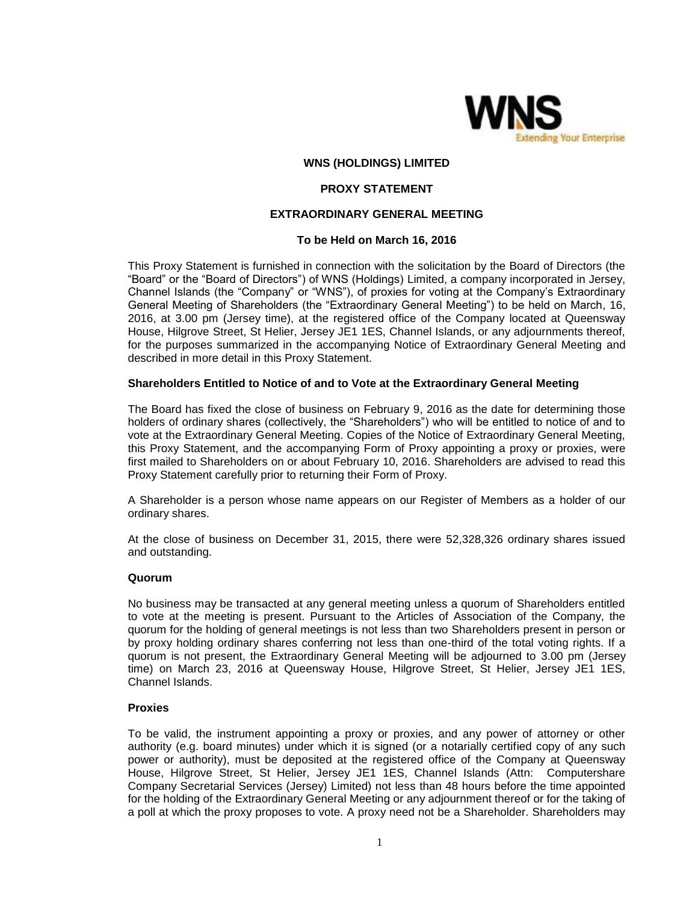**WNS (HOLDINGS) LIMITED**

**PROXY STATEMENT**

**EXTRAORDINARY GENERAL MEETING**

**To be Held on March 16, 2016**

This Proxy Statement is furnished in connection with the solicitation by the Board of Directors (the "Board" or the "Board of Directors") of WNS (Holdings) Limited, a company incorporated in Jersey, Channel Islands (the "Company" or "WNS"), of proxies for voting at the Company's Extraordinary General Meeting of Shareholders (the "Extraordinary General Meeting") to be held on March, 16, 2016, at 3.00 pm (Jersey time), at the registered office of the Company located at Queensway House, Hilgrove Street, St Helier, Jersey JE1 1ES, Channel Islands, or any adjournments thereof, for the purposes summarized in the accompanying Notice of Extraordinary General Meeting and described in more detail in this Proxy Statement.

**Shareholders Entitled to Notice of and to Vote at the Extraordinary General Meeting**

The Board has fixed the close of business on February 9, 2016 as the date for determining those holders of ordinary shares (collectively, the "Shareholders") who will be entitled to notice of and to vote at the Extraordinary General Meeting. Copies of the Notice of Extraordinary General Meeting, this Proxy Statement, and the accompanying Form of Proxy appointing a proxy or proxies, were first mailed to Shareholders on or about February 10, 2016. Shareholders are advised to read this Proxy Statement carefully prior to returning their Form of Proxy.

A Shareholder is a person whose name appears on our Register of Members as a holder of our ordinary shares.

At the close of business on December 31, 2015, there were 52,328,326 ordinary shares issued and outstanding.

**Quorum**

No business may be transacted at any general meeting unless a quorum of Shareholders entitled to vote at the meeting is present. Pursuant to the Articles of Association of the Company, the quorum for the holding of general meetings is not less than two Shareholders present in person or by proxy holding ordinary shares conferring not less than one-third of the total voting rights. If a quorum is not present, the Extraordinary General Meeting will be adjourned to 3.00 pm (Jersey time) on March 23, 2016 at Queensway House, Hilgrove Street, St Helier, Jersey JE1 1ES, Channel Islands.

**Proxies**

To be valid, the instrument appointing a proxy or proxies, and any power of attorney or other authority (e.g. board minutes) under which it is signed (or a notarially certified copy of any such power or authority), must be deposited at the registered office of the Company at Queensway House, Hilgrove Street, St Helier, Jersey JE1 1ES, Channel Islands (Attn: Computershare Company Secretarial Services (Jersey) Limited) not less than 48 hours before the time appointed for the holding of the Extraordinary General Meeting or any adjournment thereof or for the taking of a poll at which the proxy proposes to vote. A proxy need not be a Shareholder. Shareholders may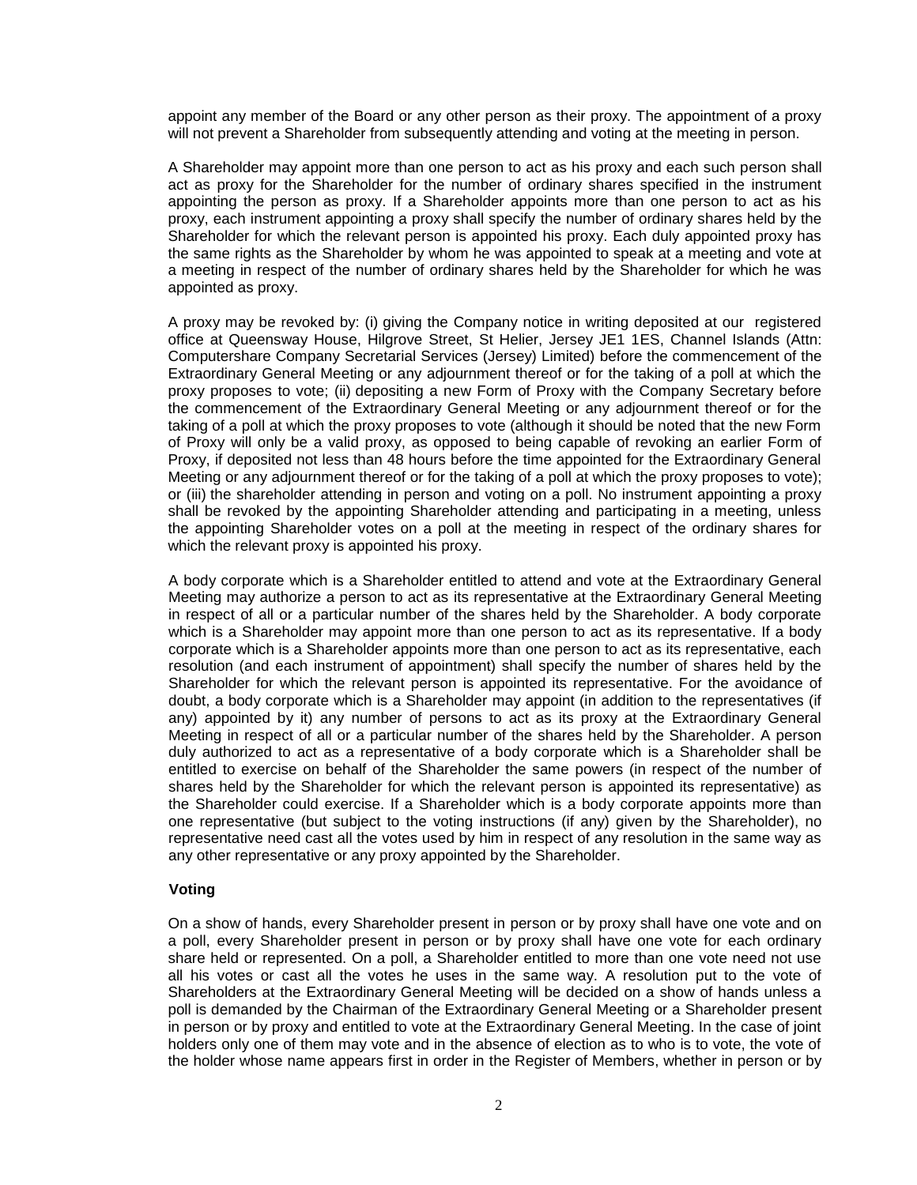appoint any member of the Board or any other person as their proxy. The appointment of a proxy will not prevent a Shareholder from subsequently attending and voting at the meeting in person.

A Shareholder may appoint more than one person to act as his proxy and each such person shall act as proxy for the Shareholder for the number of ordinary shares specified in the instrument appointing the person as proxy. If a Shareholder appoints more than one person to act as his proxy, each instrument appointing a proxy shall specify the number of ordinary shares held by the Shareholder for which the relevant person is appointed his proxy. Each duly appointed proxy has the same rights as the Shareholder by whom he was appointed to speak at a meeting and vote at a meeting in respect of the number of ordinary shares held by the Shareholder for which he was appointed as proxy.

A proxy may be revoked by: (i) giving the Company notice in writing deposited at our registered office at Queensway House, Hilgrove Street, St Helier, Jersey JE1 1ES, Channel Islands (Attn: Computershare Company Secretarial Services (Jersey) Limited) before the commencement of the Extraordinary General Meeting or any adjournment thereof or for the taking of a poll at which the proxy proposes to vote; (ii) depositing a new Form of Proxy with the Company Secretary before the commencement of the Extraordinary General Meeting or any adjournment thereof or for the taking of a poll at which the proxy proposes to vote (although it should be noted that the new Form of Proxy will only be a valid proxy, as opposed to being capable of revoking an earlier Form of Proxy, if deposited not less than 48 hours before the time appointed for the Extraordinary General Meeting or any adjournment thereof or for the taking of a poll at which the proxy proposes to vote); or (iii) the shareholder attending in person and voting on a poll. No instrument appointing a proxy shall be revoked by the appointing Shareholder attending and participating in a meeting, unless the appointing Shareholder votes on a poll at the meeting in respect of the ordinary shares for which the relevant proxy is appointed his proxy.

A body corporate which is a Shareholder entitled to attend and vote at the Extraordinary General Meeting may authorize a person to act as its representative at the Extraordinary General Meeting in respect of all or a particular number of the shares held by the Shareholder. A body corporate which is a Shareholder may appoint more than one person to act as its representative. If a body corporate which is a Shareholder appoints more than one person to act as its representative, each resolution (and each instrument of appointment) shall specify the number of shares held by the Shareholder for which the relevant person is appointed its representative. For the avoidance of doubt, a body corporate which is a Shareholder may appoint (in addition to the representatives (if any) appointed by it) any number of persons to act as its proxy at the Extraordinary General Meeting in respect of all or a particular number of the shares held by the Shareholder. A person duly authorized to act as a representative of a body corporate which is a Shareholder shall be entitled to exercise on behalf of the Shareholder the same powers (in respect of the number of shares held by the Shareholder for which the relevant person is appointed its representative) as the Shareholder could exercise. If a Shareholder which is a body corporate appoints more than one representative (but subject to the voting instructions (if any) given by the Shareholder), no representative need cast all the votes used by him in respect of any resolution in the same way as any other representative or any proxy appointed by the Shareholder.

**Voting**

On a show of hands, every Shareholder present in person or by proxy shall have one vote and on a poll, every Shareholder present in person or by proxy shall have one vote for each ordinary share held or represented. On a poll, a Shareholder entitled to more than one vote need not use all his votes or cast all the votes he uses in the same way. A resolution put to the vote of Shareholders at the Extraordinary General Meeting will be decided on a show of hands unless a poll is demanded by the Chairman of the Extraordinary General Meeting or a Shareholder present in person or by proxy and entitled to vote at the Extraordinary General Meeting. In the case of joint holders only one of them may vote and in the absence of election as to who is to vote, the vote of the holder whose name appears first in order in the Register of Members, whether in person or by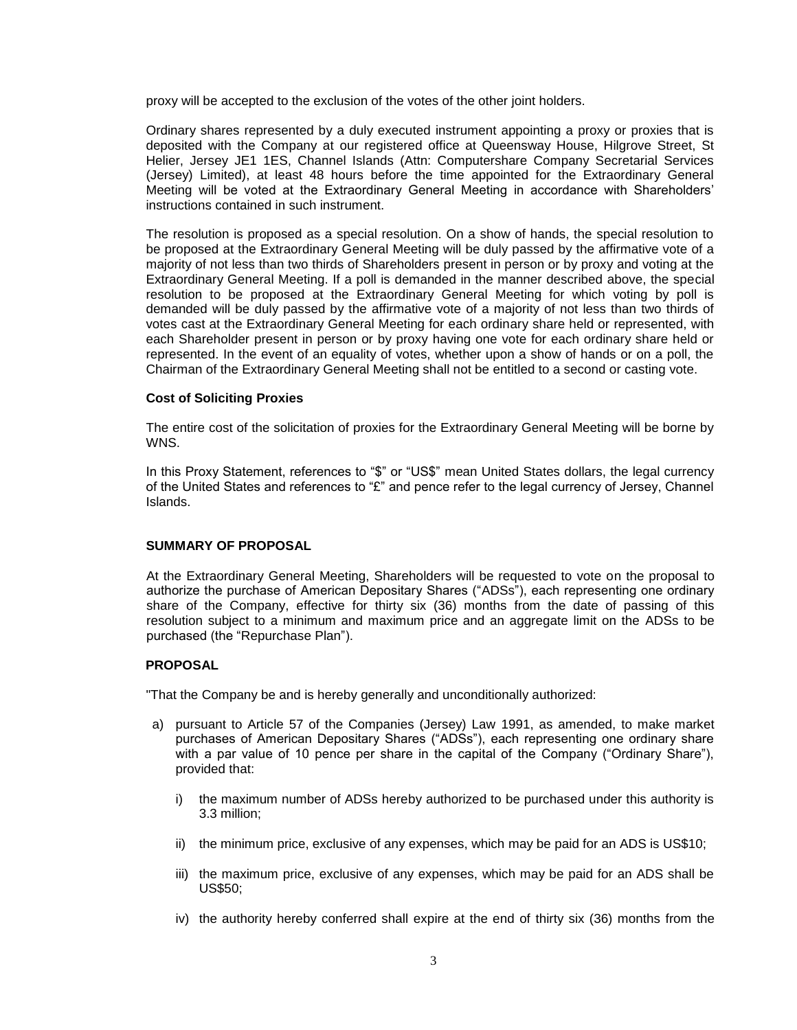proxy will be accepted to the exclusion of the votes of the other joint holders.

Ordinary shares represented by a duly executed instrument appointing a proxy or proxies that is deposited with the Company at our registered office at Queensway House, Hilgrove Street, St Helier, Jersey JE1 1ES, Channel Islands (Attn: Computershare Company Secretarial Services (Jersey) Limited), at least 48 hours before the time appointed for the Extraordinary General Meeting will be voted at the Extraordinary General Meeting in accordance with Shareholders' instructions contained in such instrument.

The resolution is proposed as a special resolution. On a show of hands, the special resolution to be proposed at the Extraordinary General Meeting will be duly passed by the affirmative vote of a majority of not less than two thirds of Shareholders present in person or by proxy and voting at the Extraordinary General Meeting. If a poll is demanded in the manner described above, the special resolution to be proposed at the Extraordinary General Meeting for which voting by poll is demanded will be duly passed by the affirmative vote of a majority of not less than two thirds of votes cast at the Extraordinary General Meeting for each ordinary share held or represented, with each Shareholder present in person or by proxy having one vote for each ordinary share held or represented. In the event of an equality of votes, whether upon a show of hands or on a poll, the Chairman of the Extraordinary General Meeting shall not be entitled to a second or casting vote.

**Cost of Soliciting Proxies**

The entire cost of the solicitation of proxies for the Extraordinary General Meeting will be borne by WNS.

In this Proxy Statement, references to "$" or "US$" mean United States dollars, the legal currency of the United States and references to "£" and pence refer to the legal currency of Jersey, Channel Islands.

**SUMMARY OF PROPOSAL**

At the Extraordinary General Meeting, Shareholders will be requested to vote on the proposal to authorize the purchase of American Depositary Shares ("ADSs"), each representing one ordinary share of the Company, effective for thirty six (36) months from the date of passing of this resolution subject to a minimum and maximum price and an aggregate limit on the ADSs to be purchased (the "Repurchase Plan").

**PROPOSAL**

"That the Company be and is hereby generally and unconditionally authorized:

a) pursuant to Article 57 of the Companies (Jersey) Law 1991, as amended, to make market purchases of American Depositary Shares ("ADSs"), each representing one ordinary share with a par value of 10 pence per share in the capital of the Company ("Ordinary Share"), provided that:

   i) the maximum number of ADSs hereby authorized to be purchased under this authority is 3.3 million;

   ii) the minimum price, exclusive of any expenses, which may be paid for an ADS is US$10;

   iii) the maximum price, exclusive of any expenses, which may be paid for an ADS shall be US$50;

   iv) the authority hereby conferred shall expire at the end of thirty six (36) months from the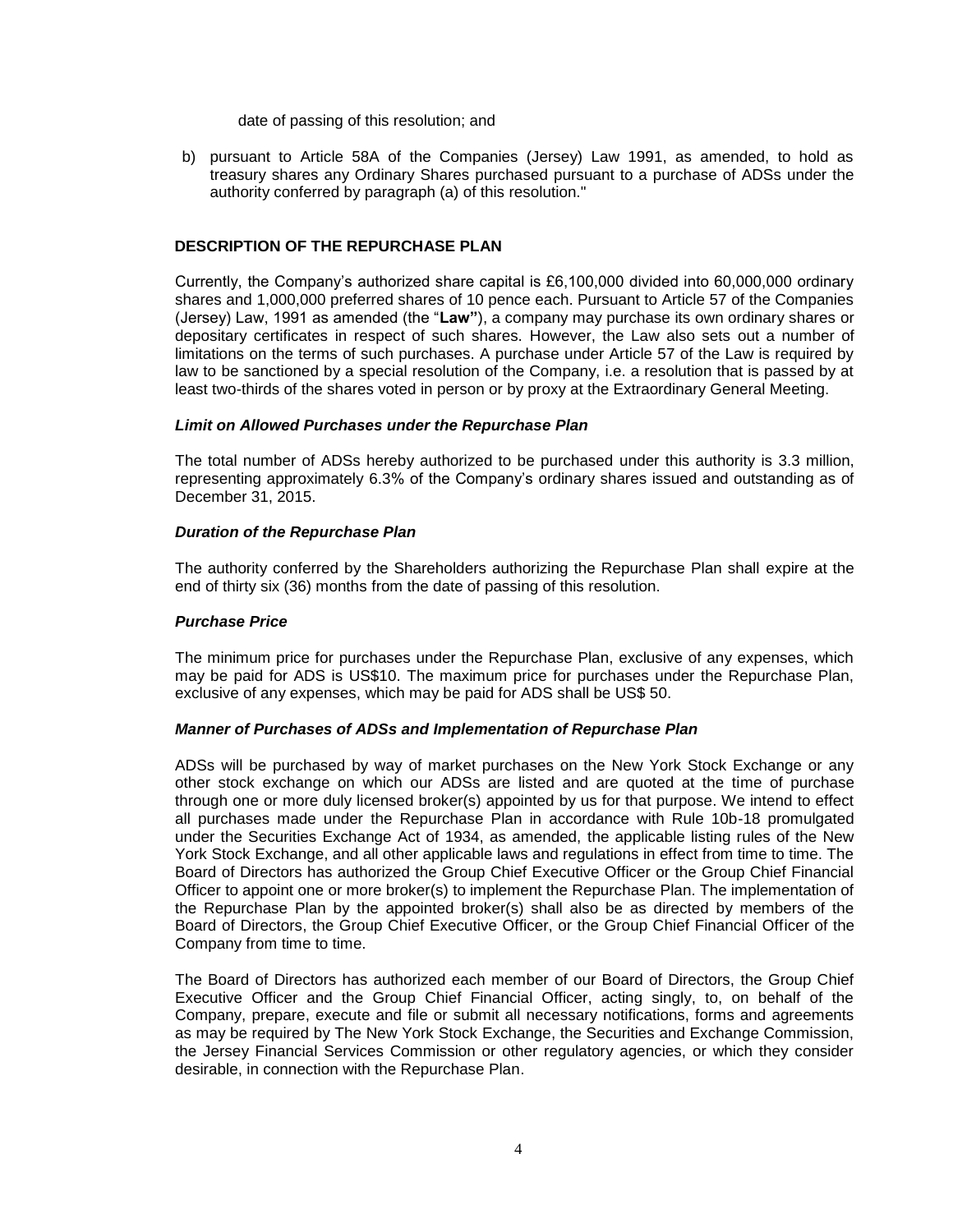date of passing of this resolution; and

b) pursuant to Article 58A of the Companies (Jersey) Law 1991, as amended, to hold as treasury shares any Ordinary Shares purchased pursuant to a purchase of ADSs under the authority conferred by paragraph (a) of this resolution."

**DESCRIPTION OF THE REPURCHASE PLAN**

Currently, the Company's authorized share capital is £6,100,000 divided into 60,000,000 ordinary shares and 1,000,000 preferred shares of 10 pence each. Pursuant to Article 57 of the Companies (Jersey) Law, 1991 as amended (the "**Law"**), a company may purchase its own ordinary shares or depositary certificates in respect of such shares. However, the Law also sets out a number of limitations on the terms of such purchases. A purchase under Article 57 of the Law is required by law to be sanctioned by a special resolution of the Company, i.e. a resolution that is passed by at least two-thirds of the shares voted in person or by proxy at the Extraordinary General Meeting.

***Limit on Allowed Purchases under the Repurchase Plan***

The total number of ADSs hereby authorized to be purchased under this authority is 3.3 million, representing approximately 6.3% of the Company's ordinary shares issued and outstanding as of December 31, 2015.

***Duration of the Repurchase Plan***

The authority conferred by the Shareholders authorizing the Repurchase Plan shall expire at the end of thirty six (36) months from the date of passing of this resolution.

***Purchase Price***

The minimum price for purchases under the Repurchase Plan, exclusive of any expenses, which may be paid for ADS is US$10. The maximum price for purchases under the Repurchase Plan, exclusive of any expenses, which may be paid for ADS shall be US$ 50.

***Manner of Purchases of ADSs and Implementation of Repurchase Plan***

ADSs will be purchased by way of market purchases on the New York Stock Exchange or any other stock exchange on which our ADSs are listed and are quoted at the time of purchase through one or more duly licensed broker(s) appointed by us for that purpose. We intend to effect all purchases made under the Repurchase Plan in accordance with Rule 10b-18 promulgated under the Securities Exchange Act of 1934, as amended, the applicable listing rules of the New York Stock Exchange, and all other applicable laws and regulations in effect from time to time. The Board of Directors has authorized the Group Chief Executive Officer or the Group Chief Financial Officer to appoint one or more broker(s) to implement the Repurchase Plan. The implementation of the Repurchase Plan by the appointed broker(s) shall also be as directed by members of the Board of Directors, the Group Chief Executive Officer, or the Group Chief Financial Officer of the Company from time to time.

The Board of Directors has authorized each member of our Board of Directors, the Group Chief Executive Officer and the Group Chief Financial Officer, acting singly, to, on behalf of the Company, prepare, execute and file or submit all necessary notifications, forms and agreements as may be required by The New York Stock Exchange, the Securities and Exchange Commission, the Jersey Financial Services Commission or other regulatory agencies, or which they consider desirable, in connection with the Repurchase Plan.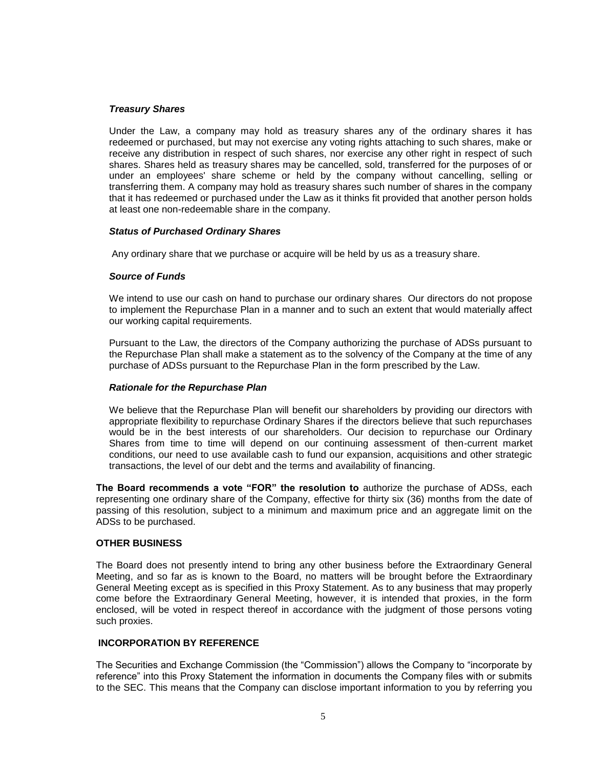***Treasury Shares***

Under the Law, a company may hold as treasury shares any of the ordinary shares it has redeemed or purchased, but may not exercise any voting rights attaching to such shares, make or receive any distribution in respect of such shares, nor exercise any other right in respect of such shares. Shares held as treasury shares may be cancelled, sold, transferred for the purposes of or under an employees' share scheme or held by the company without cancelling, selling or transferring them. A company may hold as treasury shares such number of shares in the company that it has redeemed or purchased under the Law as it thinks fit provided that another person holds at least one non-redeemable share in the company.

***Status of Purchased Ordinary Shares***

Any ordinary share that we purchase or acquire will be held by us as a treasury share.

***Source of Funds***

We intend to use our cash on hand to purchase our ordinary shares. Our directors do not propose to implement the Repurchase Plan in a manner and to such an extent that would materially affect our working capital requirements.

Pursuant to the Law, the directors of the Company authorizing the purchase of ADSs pursuant to the Repurchase Plan shall make a statement as to the solvency of the Company at the time of any purchase of ADSs pursuant to the Repurchase Plan in the form prescribed by the Law.

***Rationale for the Repurchase Plan***

We believe that the Repurchase Plan will benefit our shareholders by providing our directors with appropriate flexibility to repurchase Ordinary Shares if the directors believe that such repurchases would be in the best interests of our shareholders. Our decision to repurchase our Ordinary Shares from time to time will depend on our continuing assessment of then-current market conditions, our need to use available cash to fund our expansion, acquisitions and other strategic transactions, the level of our debt and the terms and availability of financing.

**The Board recommends a vote "FOR" the resolution to** authorize the purchase of ADSs, each representing one ordinary share of the Company, effective for thirty six (36) months from the date of passing of this resolution, subject to a minimum and maximum price and an aggregate limit on the ADSs to be purchased.

**OTHER BUSINESS**

The Board does not presently intend to bring any other business before the Extraordinary General Meeting, and so far as is known to the Board, no matters will be brought before the Extraordinary General Meeting except as is specified in this Proxy Statement. As to any business that may properly come before the Extraordinary General Meeting, however, it is intended that proxies, in the form enclosed, will be voted in respect thereof in accordance with the judgment of those persons voting such proxies.

**INCORPORATION BY REFERENCE**

The Securities and Exchange Commission (the "Commission") allows the Company to "incorporate by reference" into this Proxy Statement the information in documents the Company files with or submits to the SEC. This means that the Company can disclose important information to you by referring you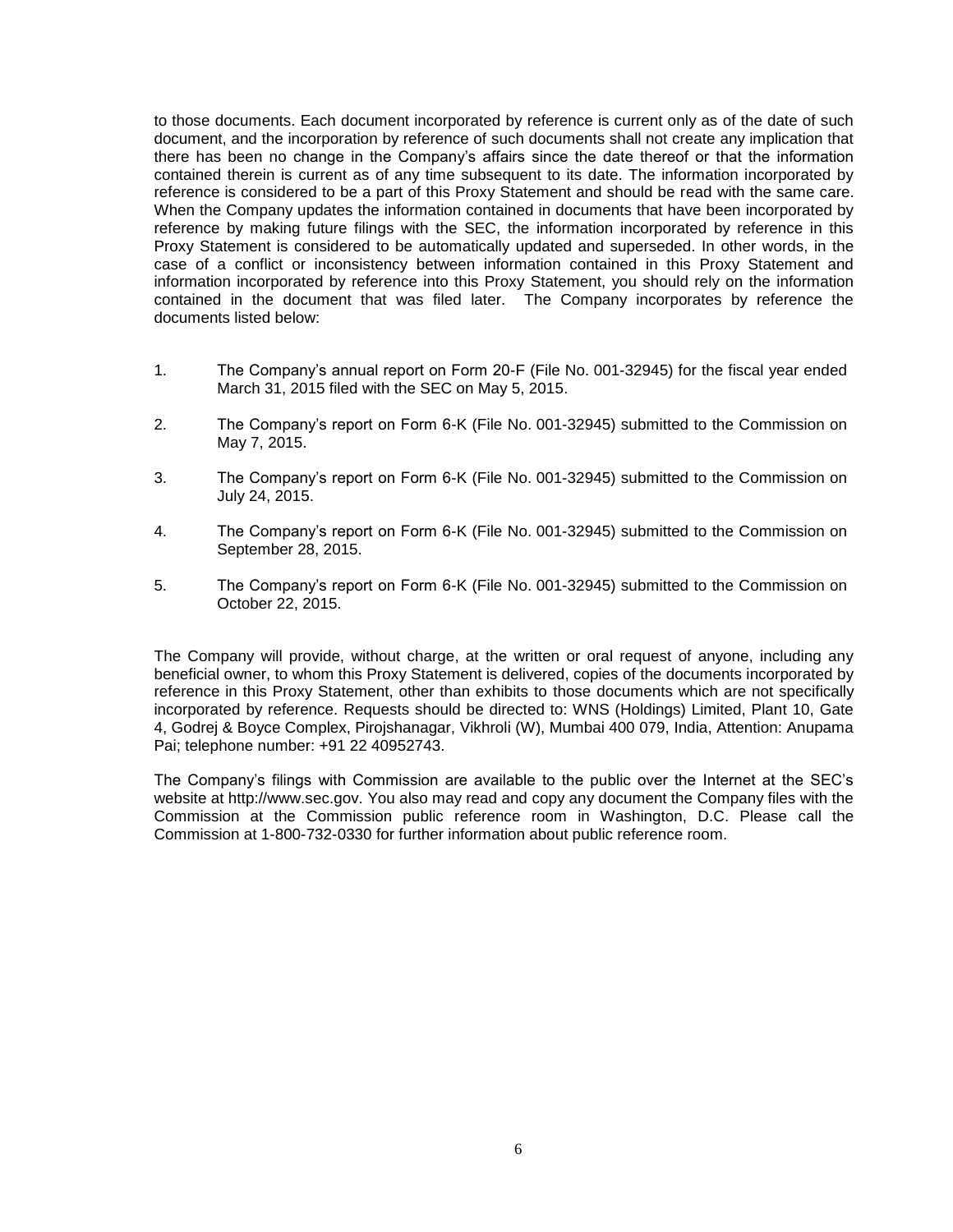to those documents. Each document incorporated by reference is current only as of the date of such document, and the incorporation by reference of such documents shall not create any implication that there has been no change in the Company's affairs since the date thereof or that the information contained therein is current as of any time subsequent to its date. The information incorporated by reference is considered to be a part of this Proxy Statement and should be read with the same care. When the Company updates the information contained in documents that have been incorporated by reference by making future filings with the SEC, the information incorporated by reference in this Proxy Statement is considered to be automatically updated and superseded. In other words, in the case of a conflict or inconsistency between information contained in this Proxy Statement and information incorporated by reference into this Proxy Statement, you should rely on the information contained in the document that was filed later. The Company incorporates by reference the documents listed below:

1. The Company's annual report on Form 20-F (File No. 001-32945) for the fiscal year ended March 31, 2015 filed with the SEC on May 5, 2015.

2. The Company's report on Form 6-K (File No. 001-32945) submitted to the Commission on May 7, 2015.

3. The Company's report on Form 6-K (File No. 001-32945) submitted to the Commission on July 24, 2015.

4. The Company's report on Form 6-K (File No. 001-32945) submitted to the Commission on September 28, 2015.

5. The Company's report on Form 6-K (File No. 001-32945) submitted to the Commission on October 22, 2015.

The Company will provide, without charge, at the written or oral request of anyone, including any beneficial owner, to whom this Proxy Statement is delivered, copies of the documents incorporated by reference in this Proxy Statement, other than exhibits to those documents which are not specifically incorporated by reference. Requests should be directed to: WNS (Holdings) Limited, Plant 10, Gate 4, Godrej & Boyce Complex, Pirojshanagar, Vikhroli (W), Mumbai 400 079, India, Attention: Anupama Pai; telephone number: +91 22 40952743.

The Company's filings with Commission are available to the public over the Internet at the SEC's website at http://www.sec.gov. You also may read and copy any document the Company files with the Commission at the Commission public reference room in Washington, D.C. Please call the Commission at 1-800-732-0330 for further information about public reference room.